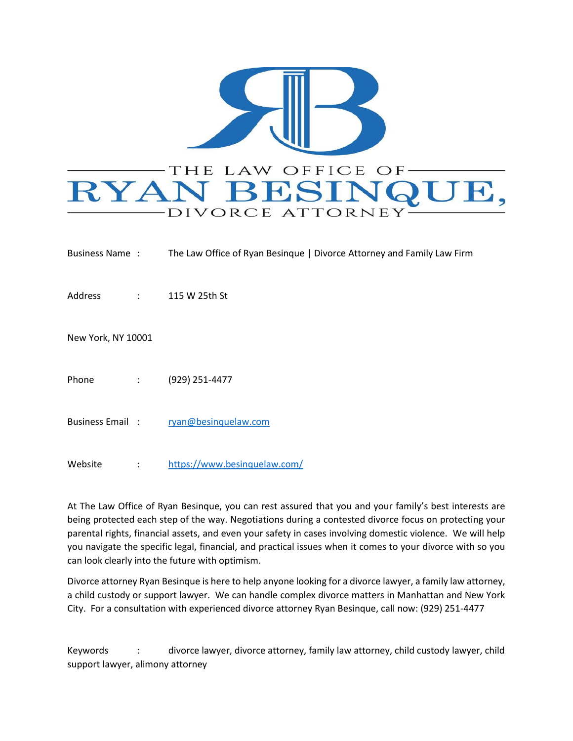THE LAW OFFICE OF

# RYAN BESINQUE,

DIVORCE ATTORNEY

Business Name : The Law Office of Ryan Besinque | Divorce Attorney and Family Law Firm

Address : 115 W 25th St

New York, NY 10001

Phone : (929) 251-4477

Business Email : ryan@besinquelaw.com

Website : https://www.besinquelaw.com/

At The Law Office of Ryan Besinque, you can rest assured that you and your family's best interests are being protected each step of the way. Negotiations during a contested divorce focus on protecting your parental rights, financial assets, and even your safety in cases involving domestic violence. We will help you navigate the specific legal, financial, and practical issues when it comes to your divorce with so you can look clearly into the future with optimism.

Divorce attorney Ryan Besinque is here to help anyone looking for a divorce lawyer, a family law attorney, a child custody or support lawyer. We can handle complex divorce matters in Manhattan and New York City. For a consultation with experienced divorce attorney Ryan Besinque, call now: (929) 251-4477

Keywords : divorce lawyer, divorce attorney, family law attorney, child custody lawyer, child support lawyer, alimony attorney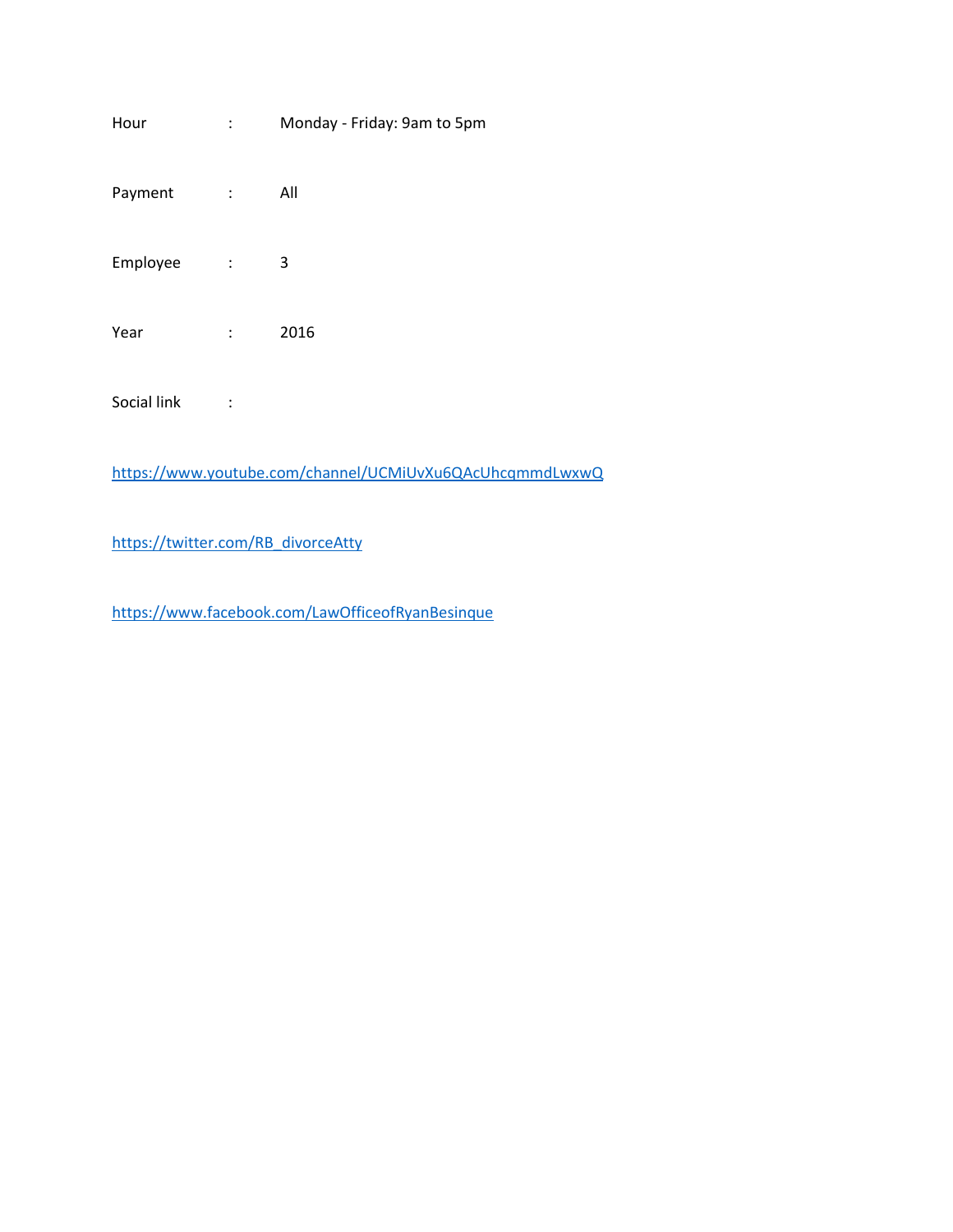Hour : Monday - Friday: 9am to 5pm

Payment : All

Employee : 3

Year : 2016

Social link :

https://www.youtube.com/channel/UCMiUvXu6QAcUhcqmmdLwxwQ

https://twitter.com/RB_divorceAtty

https://www.facebook.com/LawOfficeofRyanBesinque